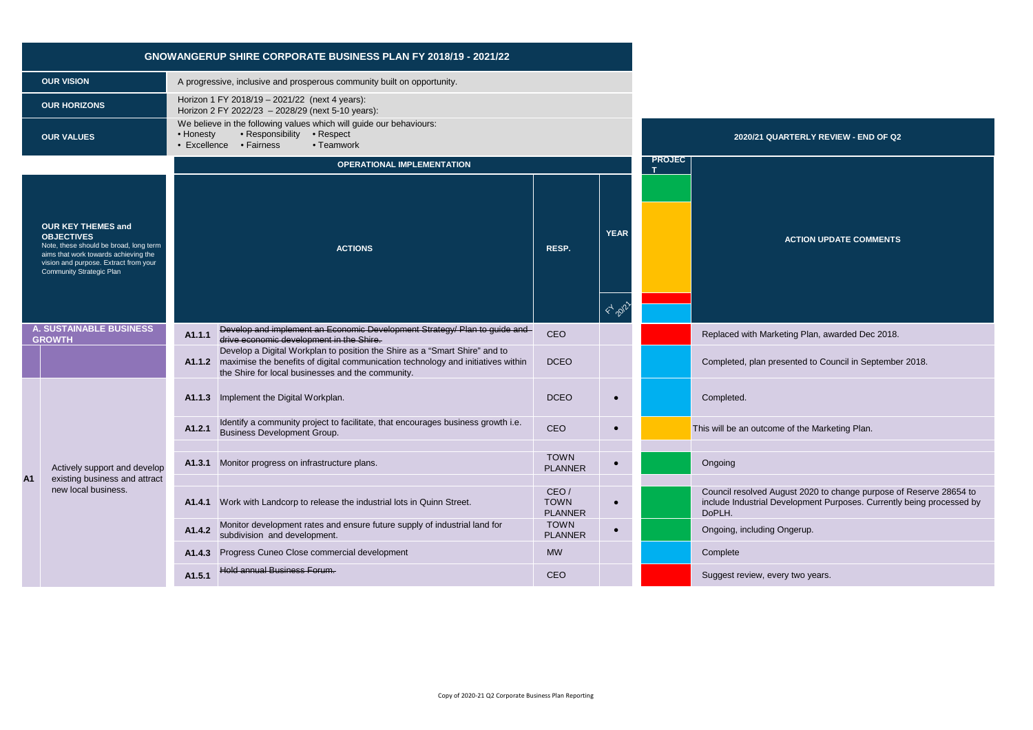# GNOWANGERUP SHIRE CORPORATE BUSINESS PLAN FY 2018/19 - 2021/22

| | |
|---|---|
| **OUR VISION** | A progressive, inclusive and prosperous community built on opportunity. |
| **OUR HORIZONS** | Horizon 1 FY 2018/19 – 2021/22 (next 4 years):<br>Horizon 2 FY 2022/23 – 2028/29 (next 5-10 years): |
| **OUR VALUES** | We believe in the following values which will guide our behaviours:<br>• Honesty • Responsibility • Respect<br>• Excellence • Fairness • Teamwork |

## 2020/21 QUARTERLY REVIEW - END OF Q2

| **OUR KEY THEMES and OBJECTIVES**<br>Note, these should be broad, long term aims that work towards achieving the vision and purpose. Extract from your Community Strategic Plan | | OPERATIONAL IMPLEMENTATION: **ACTIONS** | | **RESP.** | **YEAR** FY 20/21 | **PROJECT** | **ACTION UPDATE COMMENTS** |
|---|---|---|---|---|---|---|---|
| **A. SUSTAINABLE BUSINESS GROWTH** | | A1.1.1 | ~~Develop and implement an Economic Development Strategy/ Plan to guide and drive economic development in the Shire.~~ | CEO | | Red | Replaced with Marketing Plan, awarded Dec 2018. |
| | | A1.1.2 | Develop a Digital Workplan to position the Shire as a "Smart Shire" and to maximise the benefits of digital communication technology and initiatives within the Shire for local businesses and the community. | DCEO | | Blue | Completed, plan presented to Council in September 2018. |
| A1 | Actively support and develop existing business and attract new local business. | A1.1.3 | Implement the Digital Workplan. | DCEO | • | Blue | Completed. |
| | | A1.2.1 | Identify a community project to facilitate, that encourages business growth i.e. Business Development Group. | CEO | • | Amber | This will be an outcome of the Marketing Plan. |
| | | A1.3.1 | Monitor progress on infrastructure plans. | TOWN PLANNER | • | Green | Ongoing |
| | | A1.4.1 | Work with Landcorp to release the industrial lots in Quinn Street. | CEO / TOWN PLANNER | • | Green | Council resolved August 2020 to change purpose of Reserve 28654 to include Industrial Development Purposes. Currently being processed by DoPLH. |
| | | A1.4.2 | Monitor development rates and ensure future supply of industrial land for subdivision and development. | TOWN PLANNER | • | Green | Ongoing, including Ongerup. |
| | | A1.4.3 | Progress Cuneo Close commercial development | MW | | Blue | Complete |
| | | A1.5.1 | ~~Hold annual Business Forum.~~ | CEO | | Red | Suggest review, every two years. |

Copy of 2020-21 Q2 Corporate Business Plan Reporting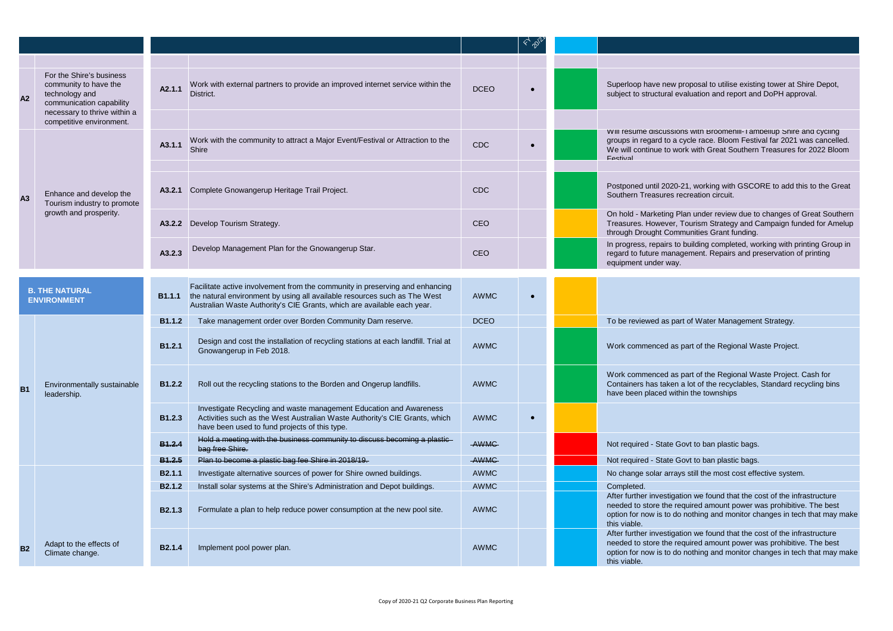| | | | | | FY 20/21 | | |
|---|---|---|---|---|---|---|---|
| | | | | | | | |
| A2 | For the Shire's business community to have the technology and communication capability necessary to thrive within a competitive environment. | A2.1.1 | Work with external partners to provide an improved internet service within the District. | DCEO | • | | Superloop have new proposal to utilise existing tower at Shire Depot, subject to structural evaluation and report and DoPH approval. |
| | | | | | | | |
| A3 | Enhance and develop the Tourism industry to promote growth and prosperity. | A3.1.1 | Work with the community to attract a Major Event/Festival or Attraction to the Shire | CDC | • | | Will resume discussions with Broomehill-Tambellup Shire and cycling groups in regard to a cycle race. Bloom Festival far 2021 was cancelled. We will continue to work with Great Southern Treasures for 2022 Bloom Festival |
| | | | | | | | |
| | | A3.2.1 | Complete Gnowangerup Heritage Trail Project. | CDC | | | Postponed until 2020-21, working with GSCORE to add this to the Great Southern Treasures recreation circuit. |
| | | A3.2.2 | Develop Tourism Strategy. | CEO | | | On hold - Marketing Plan under review due to changes of Great Southern Treasures. However, Tourism Strategy and Campaign funded for Amelup through Drought Communities Grant funding. |
| | | A3.2.3 | Develop Management Plan for the Gnowangerup Star. | CEO | | | In progress, repairs to building completed, working with printing Group in regard to future management. Repairs and preservation of printing equipment under way. |
| **B. THE NATURAL ENVIRONMENT** | | B1.1.1 | Facilitate active involvement from the community in preserving and enhancing the natural environment by using all available resources such as The West Australian Waste Authority's CIE Grants, which are available each year. | AWMC | • | | |
| B1 | Environmentally sustainable leadership. | B1.1.2 | Take management order over Borden Community Dam reserve. | DCEO | | | To be reviewed as part of Water Management Strategy. |
| | | B1.2.1 | Design and cost the installation of recycling stations at each landfill. Trial at Gnowangerup in Feb 2018. | AWMC | | | Work commenced as part of the Regional Waste Project. |
| | | B1.2.2 | Roll out the recycling stations to the Borden and Ongerup landfills. | AWMC | | | Work commenced as part of the Regional Waste Project. Cash for Containers has taken a lot of the recyclables, Standard recycling bins have been placed within the townships |
| | | B1.2.3 | Investigate Recycling and waste management Education and Awareness Activities such as the West Australian Waste Authority's CIE Grants, which have been used to fund projects of this type. | AWMC | • | | |
| | | ~~B1.2.4~~ | ~~Hold a meeting with the business community to discuss becoming a plastic bag free Shire.~~ | ~~AWMC~~ | | | Not required - State Govt to ban plastic bags. |
| | | ~~B1.2.5~~ | ~~Plan to become a plastic bag fee Shire in 2018/19.~~ | ~~AWMC~~ | | | Not required - State Govt to ban plastic bags. |
| B2 | Adapt to the effects of Climate change. | B2.1.1 | Investigate alternative sources of power for Shire owned buildings. | AWMC | | | No change solar arrays still the most cost effective system. |
| | | B2.1.2 | Install solar systems at the Shire's Administration and Depot buildings. | AWMC | | | Completed. |
| | | B2.1.3 | Formulate a plan to help reduce power consumption at the new pool site. | AWMC | | | After further investigation we found that the cost of the infrastructure needed to store the required amount power was prohibitive. The best option for now is to do nothing and monitor changes in tech that may make this viable. |
| | | B2.1.4 | Implement pool power plan. | AWMC | | | After further investigation we found that the cost of the infrastructure needed to store the required amount power was prohibitive. The best option for now is to do nothing and monitor changes in tech that may make this viable. |

Copy of 2020-21 Q2 Corporate Business Plan Reporting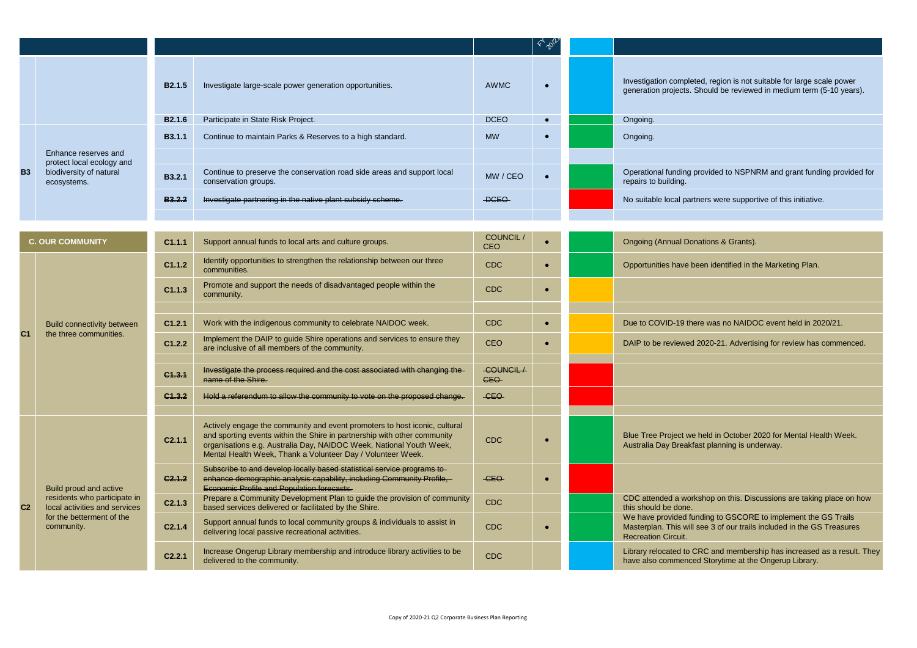| | | | | FY 20/21 | | |
|---|---|---|---|---|---|---|
| | | B2.1.5 | Investigate large-scale power generation opportunities. | AWMC | • | | Investigation completed, region is not suitable for large scale power generation projects. Should be reviewed in medium term (5-10 years). |
| | | B2.1.6 | Participate in State Risk Project. | DCEO | • | | Ongoing. |
| B3 | Enhance reserves and protect local ecology and biodiversity of natural ecosystems. | B3.1.1 | Continue to maintain Parks & Reserves to a high standard. | MW | • | | Ongoing. |
| | | | | | | | |
| | | B3.2.1 | Continue to preserve the conservation road side areas and support local conservation groups. | MW / CEO | • | | Operational funding provided to NSPNRM and grant funding provided for repairs to building. |
| | | ~~B3.2.2~~ | ~~Investigate partnering in the native plant subsidy scheme.~~ | ~~DCEO~~ | | | No suitable local partners were supportive of this initiative. |
| | | | | | | | |
| **C. OUR COMMUNITY** | | C1.1.1 | Support annual funds to local arts and culture groups. | COUNCIL / CEO | • | | Ongoing (Annual Donations & Grants). |
| C1 | Build connectivity between the three communities. | C1.1.2 | Identify opportunities to strengthen the relationship between our three communities. | CDC | • | | Opportunities have been identified in the Marketing Plan. |
| | | C1.1.3 | Promote and support the needs of disadvantaged people within the community. | CDC | • | | |
| | | | | | | | |
| | | C1.2.1 | Work with the indigenous community to celebrate NAIDOC week. | CDC | • | | Due to COVID-19 there was no NAIDOC event held in 2020/21. |
| | | C1.2.2 | Implement the DAIP to guide Shire operations and services to ensure they are inclusive of all members of the community. | CEO | • | | DAIP to be reviewed 2020-21. Advertising for review has commenced. |
| | | | | | | | |
| | | ~~C1.3.1~~ | ~~Investigate the process required and the cost associated with changing the name of the Shire.~~ | ~~COUNCIL / CEO~~ | | | |
| | | ~~C1.3.2~~ | ~~Hold a referendum to allow the community to vote on the proposed change.~~ | ~~CEO~~ | | | |
| | | | | | | | |
| C2 | Build proud and active residents who participate in local activities and services for the betterment of the community. | C2.1.1 | Actively engage the community and event promoters to host iconic, cultural and sporting events within the Shire in partnership with other community organisations e.g. Australia Day, NAIDOC Week, National Youth Week, Mental Health Week, Thank a Volunteer Day / Volunteer Week. | CDC | • | | Blue Tree Project we held in October 2020 for Mental Health Week. Australia Day Breakfast planning is underway. |
| | | ~~C2.1.2~~ | ~~Subscribe to and develop locally based statistical service programs to enhance demographic analysis capability, including Community Profile, Economic Profile and Population forecasts.~~ | ~~CEO~~ | • | | |
| | | C2.1.3 | Prepare a Community Development Plan to guide the provision of community based services delivered or facilitated by the Shire. | CDC | | | CDC attended a workshop on this. Discussions are taking place on how this should be done. |
| | | C2.1.4 | Support annual funds to local community groups & individuals to assist in delivering local passive recreational activities. | CDC | • | | We have provided funding to GSCORE to implement the GS Trails Masterplan. This will see 3 of our trails included in the GS Treasures Recreation Circuit. |
| | | C2.2.1 | Increase Ongerup Library membership and introduce library activities to be delivered to the community. | CDC | | | Library relocated to CRC and membership has increased as a result. They have also commenced Storytime at the Ongerup Library. |

Copy of 2020-21 Q2 Corporate Business Plan Reporting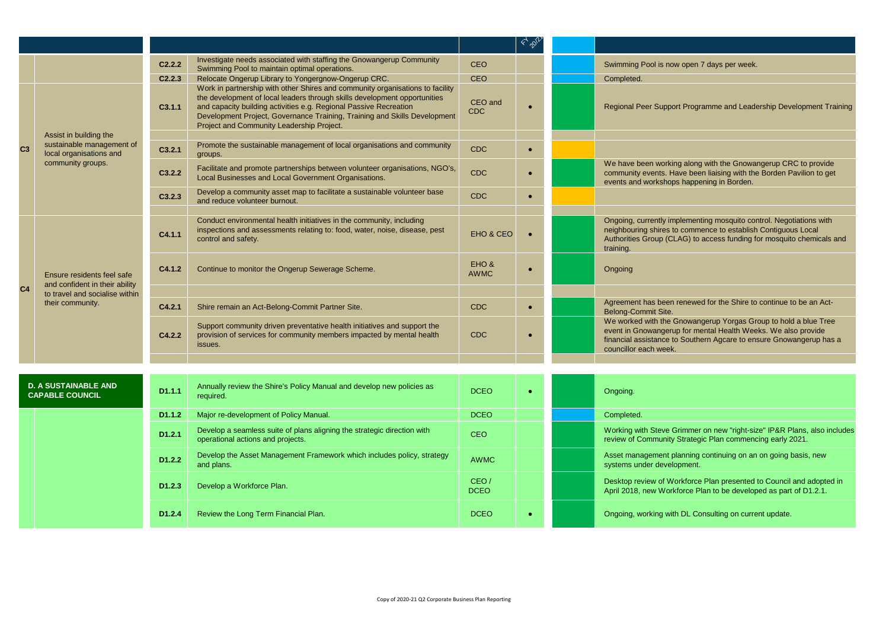|  |  |  |  |  | FY 20/21 |  |  |
|---|---|---|---|---|---|---|---|
|  |  | C2.2.2 | Investigate needs associated with staffing the Gnowangerup Community Swimming Pool to maintain optimal operations. | CEO |  |  | Swimming Pool is now open 7 days per week. |
|  |  | C2.2.3 | Relocate Ongerup Library to Yongergnow-Ongerup CRC. | CEO |  |  | Completed. |
| C3 | Assist in building the sustainable management of local organisations and community groups. | C3.1.1 | Work in partnership with other Shires and community organisations to facility the development of local leaders through skills development opportunities and capacity building activities e.g. Regional Passive Recreation Development Project, Governance Training, Training and Skills Development Project and Community Leadership Project. | CEO and CDC | • |  | Regional Peer Support Programme and Leadership Development Training |
|  |  |  |  |  |  |  |  |
|  |  | C3.2.1 | Promote the sustainable management of local organisations and community groups. | CDC | • |  |  |
|  |  | C3.2.2 | Facilitate and promote partnerships between volunteer organisations, NGO's, Local Businesses and Local Government Organisations. | CDC | • |  | We have been working along with the Gnowangerup CRC to provide community events. Have been liaising with the Borden Pavilion to get events and workshops happening in Borden. |
|  |  | C3.2.3 | Develop a community asset map to facilitate a sustainable volunteer base and reduce volunteer burnout. | CDC | • |  |  |
|  |  |  |  |  |  |  |  |
| C4 | Ensure residents feel safe and confident in their ability to travel and socialise within their community. | C4.1.1 | Conduct environmental health initiatives in the community, including inspections and assessments relating to: food, water, noise, disease, pest control and safety. | EHO & CEO | • |  | Ongoing, currently implementing mosquito control. Negotiations with neighbouring shires to commence to establish Contiguous Local Authorities Group (CLAG) to access funding for mosquito chemicals and training. |
|  |  | C4.1.2 | Continue to monitor the Ongerup Sewerage Scheme. | EHO & AWMC | • |  | Ongoing |
|  |  |  |  |  |  |  |  |
|  |  | C4.2.1 | Shire remain an Act-Belong-Commit Partner Site. | CDC | • |  | Agreement has been renewed for the Shire to continue to be an Act-Belong-Commit Site. |
|  |  | C4.2.2 | Support community driven preventative health initiatives and support the provision of services for community members impacted by mental health issues. | CDC | • |  | We worked with the Gnowangerup Yorgas Group to hold a blue Tree event in Gnowangerup for mental Health Weeks. We also provide financial assistance to Southern Agcare to ensure Gnowangerup has a councillor each week. |
|  |  |  |  |  |  |  |  |
| **D. A SUSTAINABLE AND CAPABLE COUNCIL** |  | D1.1.1 | Annually review the Shire's Policy Manual and develop new policies as required. | DCEO | • |  | Ongoing. |
|  |  | D1.1.2 | Major re-development of Policy Manual. | DCEO |  |  | Completed. |
|  |  | D1.2.1 | Develop a seamless suite of plans aligning the strategic direction with operational actions and projects. | CEO |  |  | Working with Steve Grimmer on new "right-size" IP&R Plans, also includes review of Community Strategic Plan commencing early 2021. |
|  |  | D1.2.2 | Develop the Asset Management Framework which includes policy, strategy and plans. | AWMC |  |  | Asset management planning continuing on an on going basis, new systems under development. |
|  |  | D1.2.3 | Develop a Workforce Plan. | CEO / DCEO |  |  | Desktop review of Workforce Plan presented to Council and adopted in April 2018, new Workforce Plan to be developed as part of D1.2.1. |
|  |  | D1.2.4 | Review the Long Term Financial Plan. | DCEO | • |  | Ongoing, working with DL Consulting on current update. |

Copy of 2020-21 Q2 Corporate Business Plan Reporting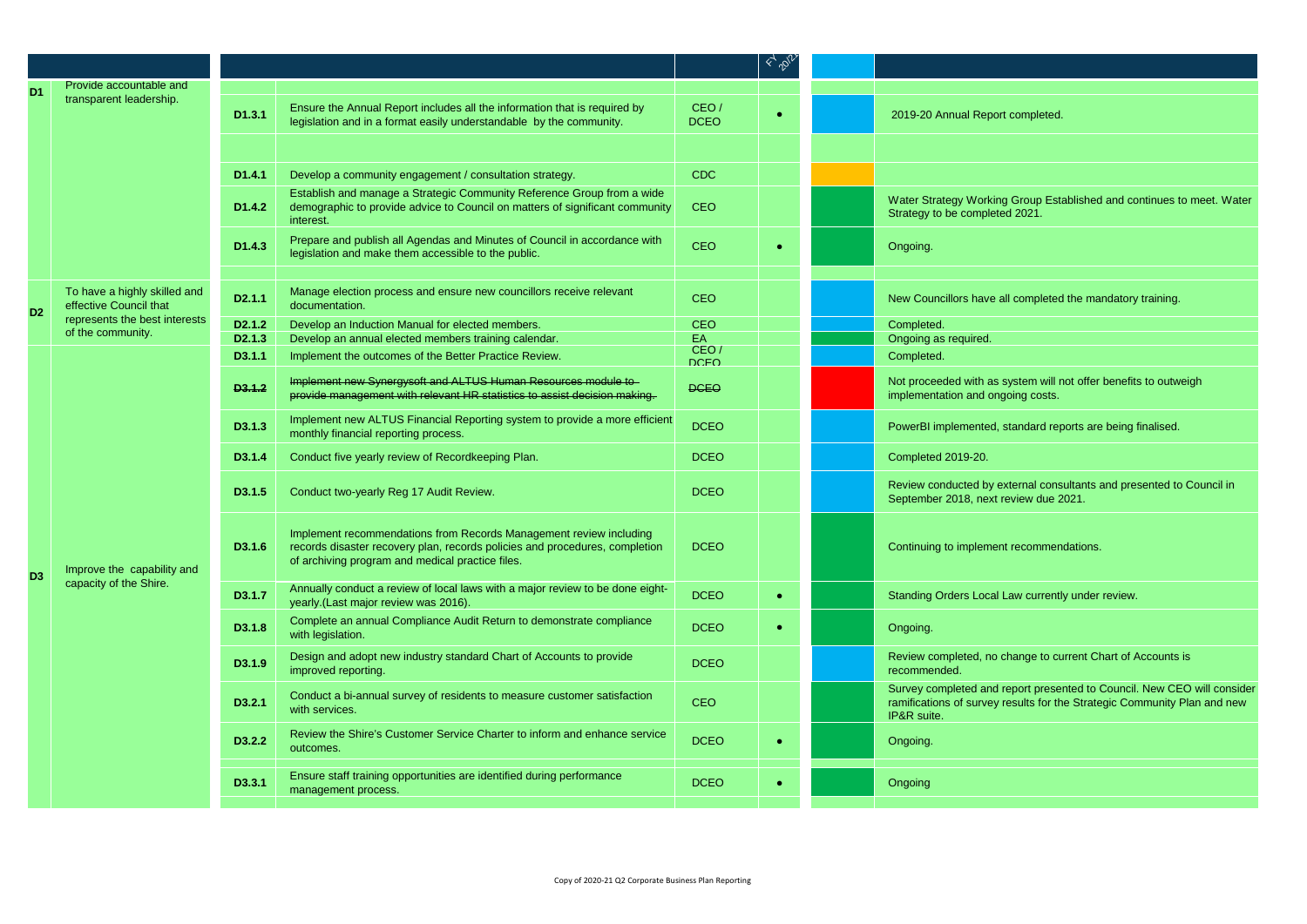| | | | | | FY 20/21 | | |
|---|---|---|---|---|---|---|---|
| D1 | Provide accountable and transparent leadership. | D1.3.1 | Ensure the Annual Report includes all the information that is required by legislation and in a format easily understandable by the community. | CEO / DCEO | • | | 2019-20 Annual Report completed. |
| | | D1.4.1 | Develop a community engagement / consultation strategy. | CDC | | | |
| | | D1.4.2 | Establish and manage a Strategic Community Reference Group from a wide demographic to provide advice to Council on matters of significant community interest. | CEO | | | Water Strategy Working Group Established and continues to meet. Water Strategy to be completed 2021. |
| | | D1.4.3 | Prepare and publish all Agendas and Minutes of Council in accordance with legislation and make them accessible to the public. | CEO | • | | Ongoing. |
| D2 | To have a highly skilled and effective Council that represents the best interests of the community. | D2.1.1 | Manage election process and ensure new councillors receive relevant documentation. | CEO | | | New Councillors have all completed the mandatory training. |
| | | D2.1.2 | Develop an Induction Manual for elected members. | CEO | | | Completed. |
| | | D2.1.3 | Develop an annual elected members training calendar. | EA | | | Ongoing as required. |
| D3 | Improve the capability and capacity of the Shire. | D3.1.1 | Implement the outcomes of the Better Practice Review. | CEO / DCEO | | | Completed. |
| | | ~~D3.1.2~~ | ~~Implement new Synergysoft and ALTUS Human Resources module to provide management with relevant HR statistics to assist decision making.~~ | ~~DCEO~~ | | | Not proceeded with as system will not offer benefits to outweigh implementation and ongoing costs. |
| | | D3.1.3 | Implement new ALTUS Financial Reporting system to provide a more efficient monthly financial reporting process. | DCEO | | | PowerBI implemented, standard reports are being finalised. |
| | | D3.1.4 | Conduct five yearly review of Recordkeeping Plan. | DCEO | | | Completed 2019-20. |
| | | D3.1.5 | Conduct two-yearly Reg 17 Audit Review. | DCEO | | | Review conducted by external consultants and presented to Council in September 2018, next review due 2021. |
| | | D3.1.6 | Implement recommendations from Records Management review including records disaster recovery plan, records policies and procedures, completion of archiving program and medical practice files. | DCEO | | | Continuing to implement recommendations. |
| | | D3.1.7 | Annually conduct a review of local laws with a major review to be done eight-yearly.(Last major review was 2016). | DCEO | • | | Standing Orders Local Law currently under review. |
| | | D3.1.8 | Complete an annual Compliance Audit Return to demonstrate compliance with legislation. | DCEO | • | | Ongoing. |
| | | D3.1.9 | Design and adopt new industry standard Chart of Accounts to provide improved reporting. | DCEO | | | Review completed, no change to current Chart of Accounts is recommended. |
| | | D3.2.1 | Conduct a bi-annual survey of residents to measure customer satisfaction with services. | CEO | | | Survey completed and report presented to Council. New CEO will consider ramifications of survey results for the Strategic Community Plan and new IP&R suite. |
| | | D3.2.2 | Review the Shire's Customer Service Charter to inform and enhance service outcomes. | DCEO | • | | Ongoing. |
| | | D3.3.1 | Ensure staff training opportunities are identified during performance management process. | DCEO | • | | Ongoing |

Copy of 2020-21 Q2 Corporate Business Plan Reporting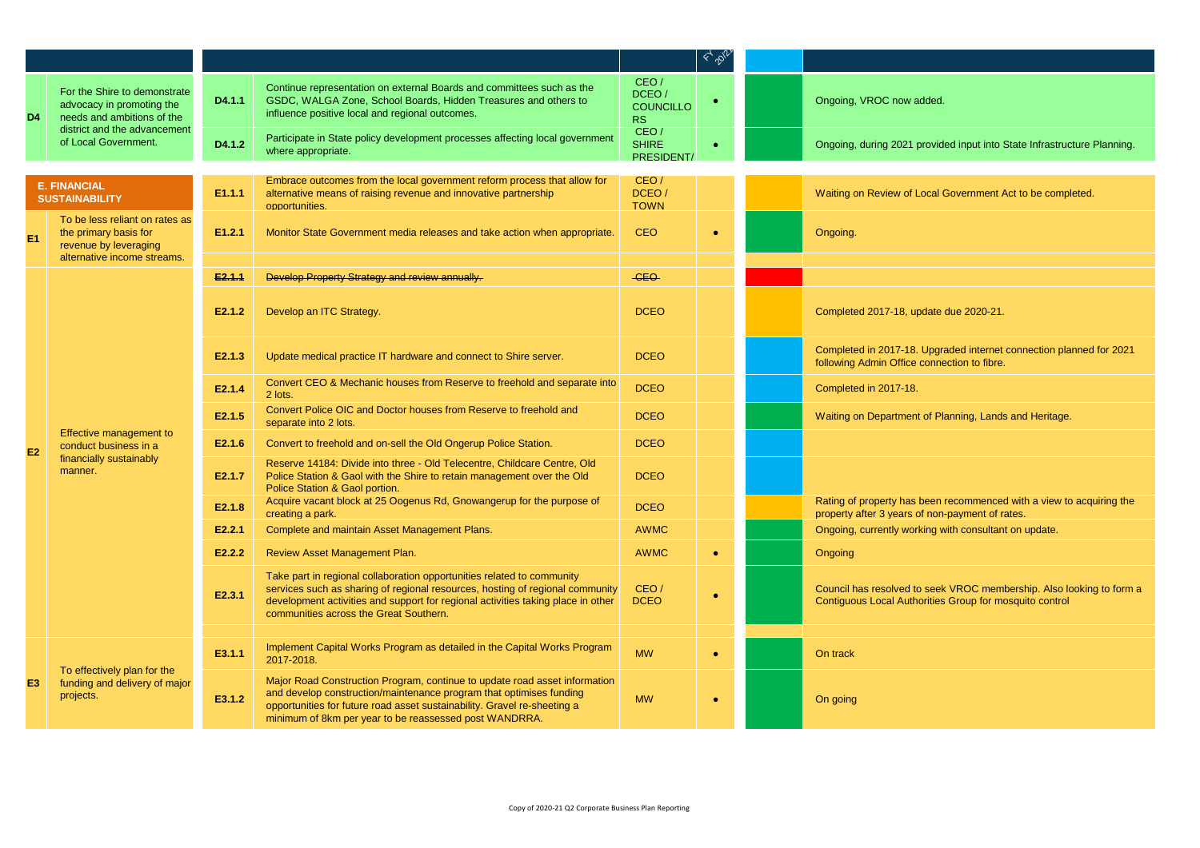| | | | | | FY 20/21 | | |
|---|---|---|---|---|---|---|---|
| D4 | For the Shire to demonstrate advocacy in promoting the needs and ambitions of the district and the advancement of Local Government. | D4.1.1 | Continue representation on external Boards and committees such as the GSDC, WALGA Zone, School Boards, Hidden Treasures and others to influence positive local and regional outcomes. | CEO / DCEO / COUNCILLORS | ● | | Ongoing, VROC now added. |
| | | D4.1.2 | Participate in State policy development processes affecting local government where appropriate. | CEO / SHIRE PRESIDENT/ | ● | | Ongoing, during 2021 provided input into State Infrastructure Planning. |
| **E. FINANCIAL SUSTAINABILITY** | | E1.1.1 | Embrace outcomes from the local government reform process that allow for alternative means of raising revenue and innovative partnership opportunities. | CEO / DCEO / TOWN | | | Waiting on Review of Local Government Act to be completed. |
| E1 | To be less reliant on rates as the primary basis for revenue by leveraging alternative income streams. | E1.2.1 | Monitor State Government media releases and take action when appropriate. | CEO | ● | | Ongoing. |
| E2 | Effective management to conduct business in a financially sustainably manner. | ~~E2.1.1~~ | ~~Develop Property Strategy and review annually.~~ | ~~CEO~~ | | | |
| | | E2.1.2 | Develop an ITC Strategy. | DCEO | | | Completed 2017-18, update due 2020-21. |
| | | E2.1.3 | Update medical practice IT hardware and connect to Shire server. | DCEO | | | Completed in 2017-18. Upgraded internet connection planned for 2021 following Admin Office connection to fibre. |
| | | E2.1.4 | Convert CEO & Mechanic houses from Reserve to freehold and separate into 2 lots. | DCEO | | | Completed in 2017-18. |
| | | E2.1.5 | Convert Police OIC and Doctor houses from Reserve to freehold and separate into 2 lots. | DCEO | | | Waiting on Department of Planning, Lands and Heritage. |
| | | E2.1.6 | Convert to freehold and on-sell the Old Ongerup Police Station. | DCEO | | | |
| | | E2.1.7 | Reserve 14184: Divide into three - Old Telecentre, Childcare Centre, Old Police Station & Gaol with the Shire to retain management over the Old Police Station & Gaol portion. | DCEO | | | |
| | | E2.1.8 | Acquire vacant block at 25 Oogenus Rd, Gnowangerup for the purpose of creating a park. | DCEO | | | Rating of property has been recommenced with a view to acquiring the property after 3 years of non-payment of rates. |
| | | E2.2.1 | Complete and maintain Asset Management Plans. | AWMC | | | Ongoing, currently working with consultant on update. |
| | | E2.2.2 | Review Asset Management Plan. | AWMC | ● | | Ongoing |
| | | E2.3.1 | Take part in regional collaboration opportunities related to community services such as sharing of regional resources, hosting of regional community development activities and support for regional activities taking place in other communities across the Great Southern. | CEO / DCEO | ● | | Council has resolved to seek VROC membership. Also looking to form a Contiguous Local Authorities Group for mosquito control |
| E3 | To effectively plan for the funding and delivery of major projects. | E3.1.1 | Implement Capital Works Program as detailed in the Capital Works Program 2017-2018. | MW | ● | | On track |
| | | E3.1.2 | Major Road Construction Program, continue to update road asset information and develop construction/maintenance program that optimises funding opportunities for future road asset sustainability. Gravel re-sheeting a minimum of 8km per year to be reassessed post WANDRRA. | MW | ● | | On going |

Copy of 2020-21 Q2 Corporate Business Plan Reporting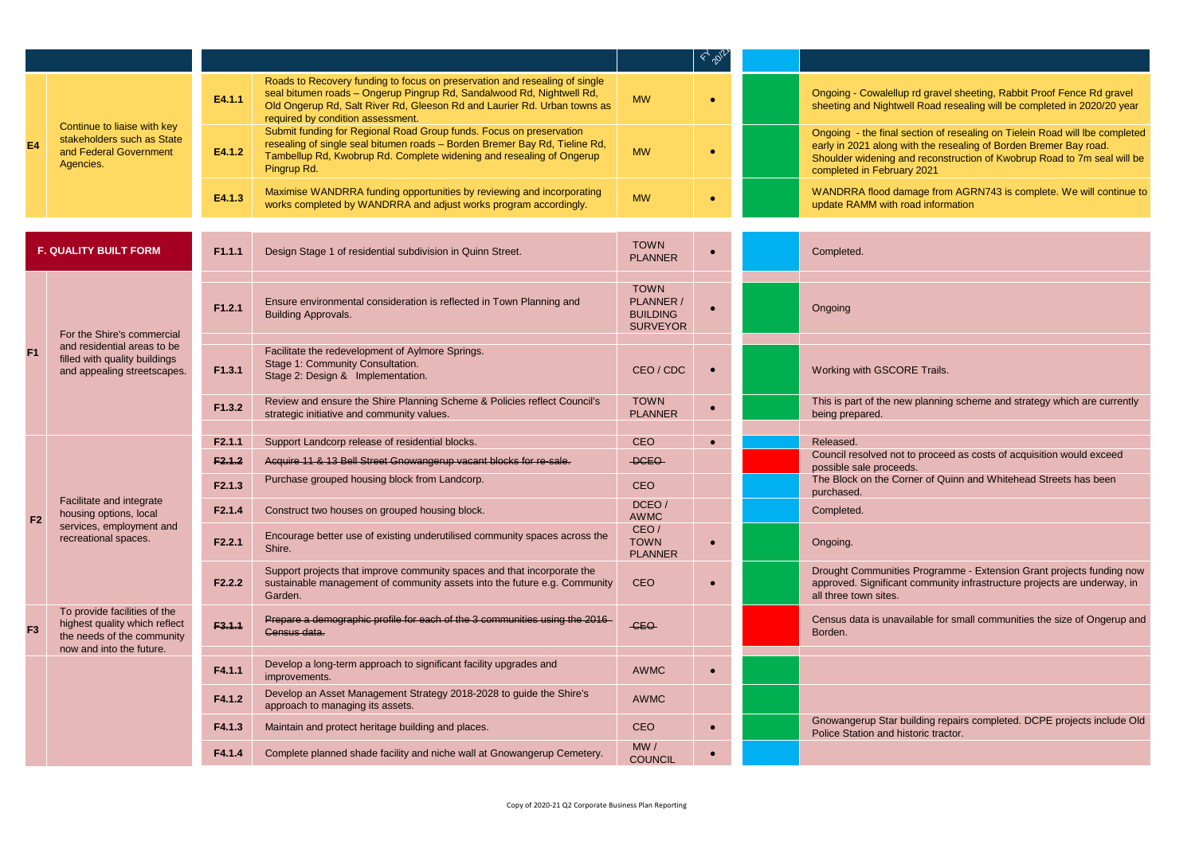| | | | | FY 20/21 | | |
|---|---|---|---|---|---|---|
| **E4** | Continue to liaise with key stakeholders such as State and Federal Government Agencies. | E4.1.1 | Roads to Recovery funding to focus on preservation and resealing of single seal bitumen roads – Ongerup Pingrup Rd, Sandalwood Rd, Nightwell Rd, Old Ongerup Rd, Salt River Rd, Gleeson Rd and Laurier Rd. Urban towns as required by condition assessment. | MW | • | Ongoing - Cowalellup rd gravel sheeting, Rabbit Proof Fence Rd gravel sheeting and Nightwell Road resealing will be completed in 2020/20 year |
| | | E4.1.2 | Submit funding for Regional Road Group funds. Focus on preservation resealing of single seal bitumen roads – Borden Bremer Bay Rd, Tieline Rd, Tambellup Rd, Kwobrup Rd. Complete widening and resealing of Ongerup Pingrup Rd. | MW | • | Ongoing - the final section of resealing on Tielein Road will lbe completed early in 2021 along with the resealing of Borden Bremer Bay road. Shoulder widening and reconstruction of Kwobrup Road to 7m seal will be completed in February 2021 |
| | | E4.1.3 | Maximise WANDRRA funding opportunities by reviewing and incorporating works completed by WANDRRA and adjust works program accordingly. | MW | • | WANDRRA flood damage from AGRN743 is complete. We will continue to update RAMM with road information |
| **F. QUALITY BUILT FORM** | | F1.1.1 | Design Stage 1 of residential subdivision in Quinn Street. | TOWN PLANNER | • | Completed. |
| **F1** | For the Shire's commercial and residential areas to be filled with quality buildings and appealing streetscapes. | F1.2.1 | Ensure environmental consideration is reflected in Town Planning and Building Approvals. | TOWN PLANNER / BUILDING SURVEYOR | • | Ongoing |
| | | F1.3.1 | Facilitate the redevelopment of Aylmore Springs.<br>Stage 1: Community Consultation.<br>Stage 2: Design & Implementation. | CEO / CDC | • | Working with GSCORE Trails. |
| | | F1.3.2 | Review and ensure the Shire Planning Scheme & Policies reflect Council's strategic initiative and community values. | TOWN PLANNER | • | This is part of the new planning scheme and strategy which are currently being prepared. |
| **F2** | Facilitate and integrate housing options, local services, employment and recreational spaces. | F2.1.1 | Support Landcorp release of residential blocks. | CEO | • | Released. |
| | | ~~F2.1.2~~ | ~~Acquire 11 & 13 Bell Street Gnowangerup vacant blocks for re-sale.~~ | ~~DCEO~~ | | Council resolved not to proceed as costs of acquisition would exceed possible sale proceeds. |
| | | F2.1.3 | Purchase grouped housing block from Landcorp. | CEO | | The Block on the Corner of Quinn and Whitehead Streets has been purchased. |
| | | F2.1.4 | Construct two houses on grouped housing block. | DCEO / AWMC | | Completed. |
| | | F2.2.1 | Encourage better use of existing underutilised community spaces across the Shire. | CEO / TOWN PLANNER | • | Ongoing. |
| | | F2.2.2 | Support projects that improve community spaces and that incorporate the sustainable management of community assets into the future e.g. Community Garden. | CEO | • | Drought Communities Programme - Extension Grant projects funding now approved. Significant community infrastructure projects are underway, in all three town sites. |
| **F3** | To provide facilities of the highest quality which reflect the needs of the community now and into the future. | ~~F3.1.1~~ | ~~Prepare a demographic profile for each of the 3 communities using the 2016 Census data.~~ | ~~CEO~~ | | Census data is unavailable for small communities the size of Ongerup and Borden. |
| | | F4.1.1 | Develop a long-term approach to significant facility upgrades and improvements. | AWMC | • | |
| | | F4.1.2 | Develop an Asset Management Strategy 2018-2028 to guide the Shire's approach to managing its assets. | AWMC | | |
| | | F4.1.3 | Maintain and protect heritage building and places. | CEO | • | Gnowangerup Star building repairs completed. DCPE projects include Old Police Station and historic tractor. |
| | | F4.1.4 | Complete planned shade facility and niche wall at Gnowangerup Cemetery. | MW / COUNCIL | • | |

Copy of 2020-21 Q2 Corporate Business Plan Reporting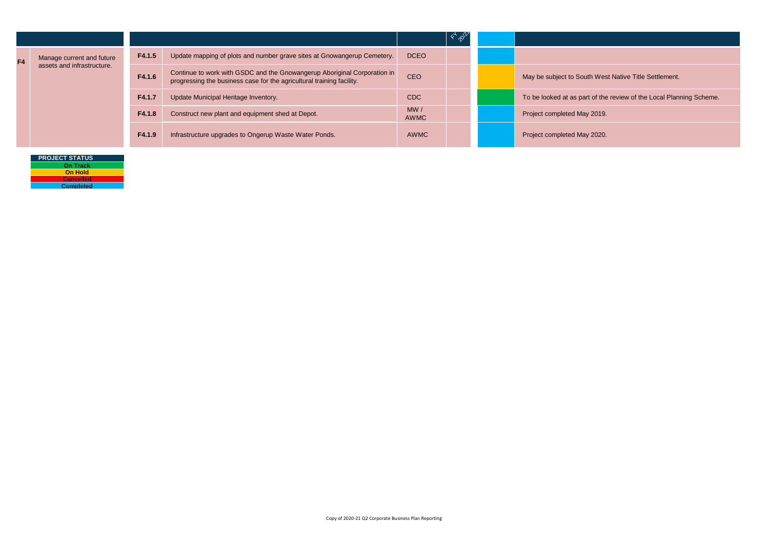| | | | | | FY 20/21 | | |
|---|---|---|---|---|---|---|---|
| F4 | Manage current and future assets and infrastructure. | F4.1.5 | Update mapping of plots and number grave sites at Gnowangerup Cemetery. | DCEO | | | |
| | | F4.1.6 | Continue to work with GSDC and the Gnowangerup Aboriginal Corporation in progressing the business case for the agricultural training facility. | CEO | | | May be subject to South West Native Title Settlement. |
| | | F4.1.7 | Update Municipal Heritage Inventory. | CDC | | | To be looked at as part of the review of the Local Planning Scheme. |
| | | F4.1.8 | Construct new plant and equipment shed at Depot. | MW / AWMC | | | Project completed May 2019. |
| | | F4.1.9 | Infrastructure upgrades to Ongerup Waste Water Ponds. | AWMC | | | Project completed May 2020. |

| PROJECT STATUS |
|---|
| On Track |
| On Hold |
| Cancelled |
| Completed |